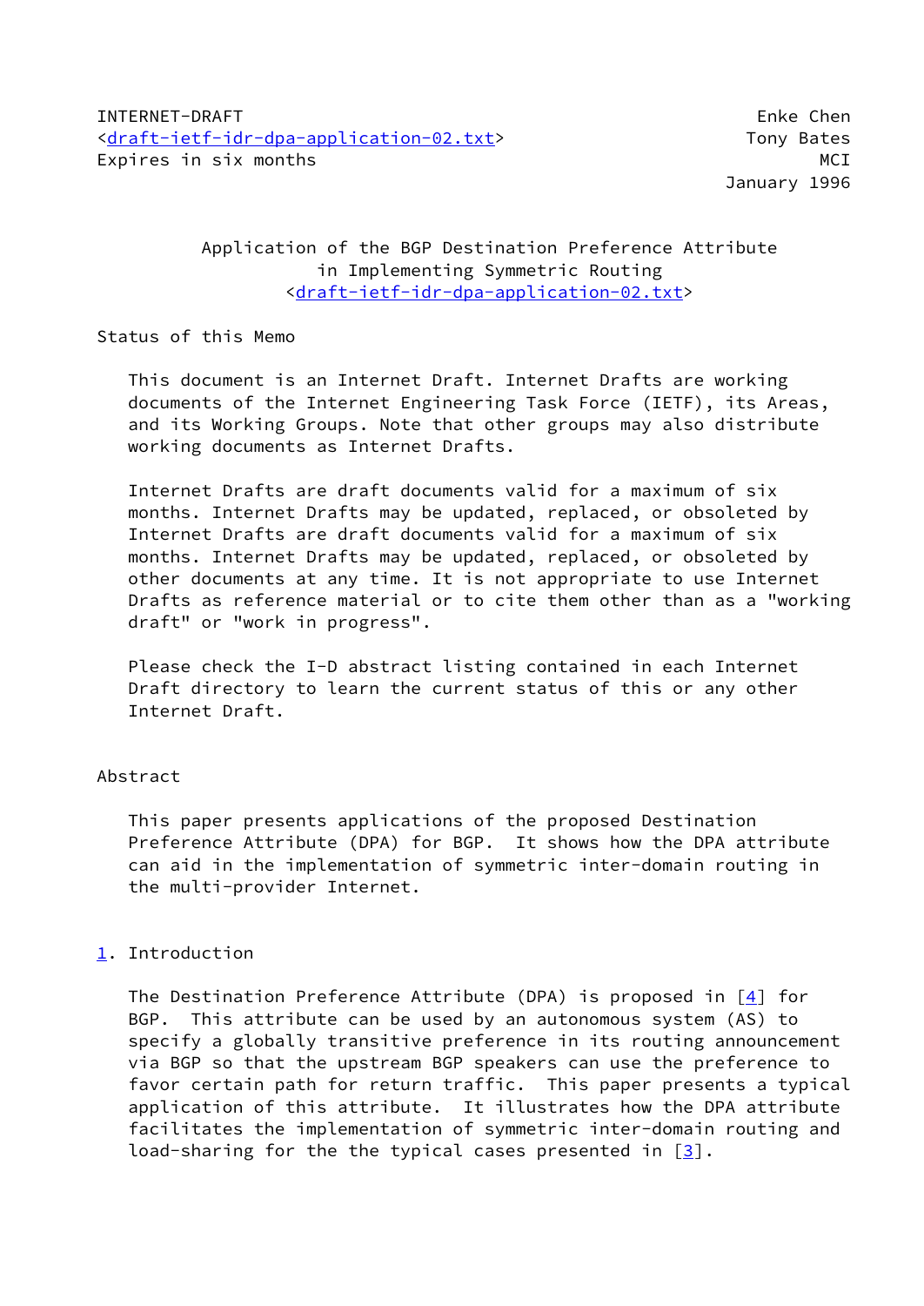INTERNET-DRAFT Enke Chen
<draft-ietf-idr-dpa-application-02.txt> Tony Bates
Expires in six months MCI
January 1996

# Application of the BGP Destination Preference Attribute in Implementing Symmetric Routing
<draft-ietf-idr-dpa-application-02.txt>

## Status of this Memo

This document is an Internet Draft. Internet Drafts are working documents of the Internet Engineering Task Force (IETF), its Areas, and its Working Groups. Note that other groups may also distribute working documents as Internet Drafts.

Internet Drafts are draft documents valid for a maximum of six months. Internet Drafts may be updated, replaced, or obsoleted by Internet Drafts are draft documents valid for a maximum of six months. Internet Drafts may be updated, replaced, or obsoleted by other documents at any time. It is not appropriate to use Internet Drafts as reference material or to cite them other than as a "working draft" or "work in progress".

Please check the I-D abstract listing contained in each Internet Draft directory to learn the current status of this or any other Internet Draft.

## Abstract

This paper presents applications of the proposed Destination Preference Attribute (DPA) for BGP. It shows how the DPA attribute can aid in the implementation of symmetric inter-domain routing in the multi-provider Internet.

## 1. Introduction

The Destination Preference Attribute (DPA) is proposed in [4] for BGP. This attribute can be used by an autonomous system (AS) to specify a globally transitive preference in its routing announcement via BGP so that the upstream BGP speakers can use the preference to favor certain path for return traffic. This paper presents a typical application of this attribute. It illustrates how the DPA attribute facilitates the implementation of symmetric inter-domain routing and load-sharing for the the typical cases presented in [3].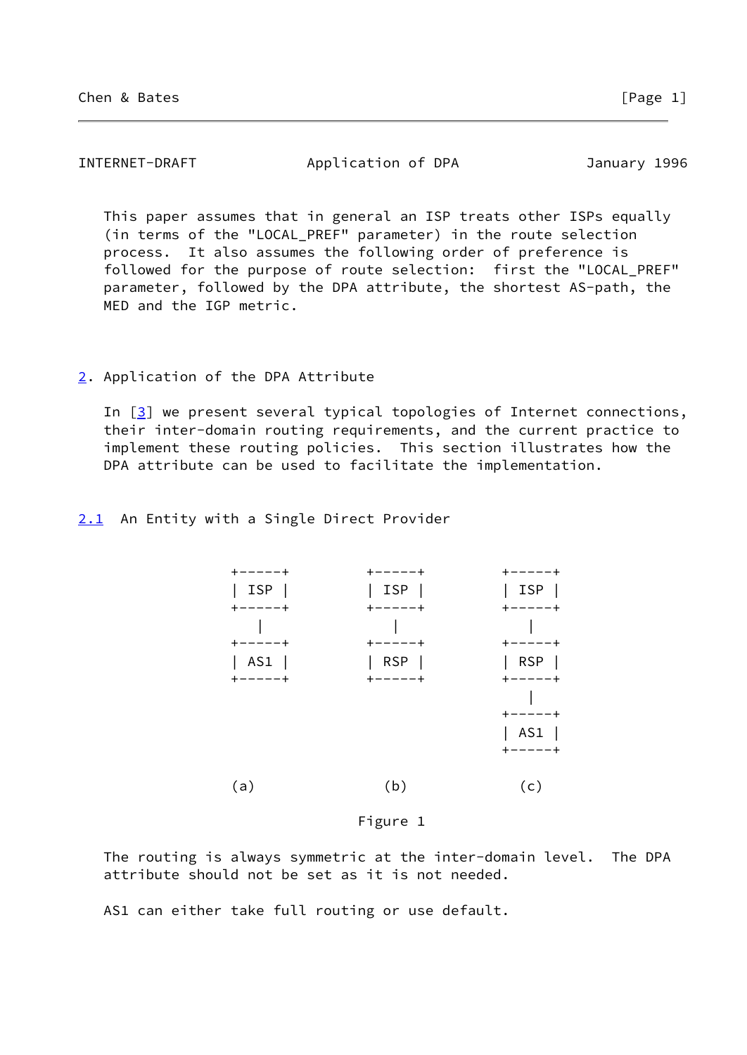This paper assumes that in general an ISP treats other ISPs equally (in terms of the "LOCAL_PREF" parameter) in the route selection process. It also assumes the following order of preference is followed for the purpose of route selection: first the "LOCAL_PREF" parameter, followed by the DPA attribute, the shortest AS-path, the MED and the IGP metric.

## 2. Application of the DPA Attribute

In [3] we present several typical topologies of Internet connections, their inter-domain routing requirements, and the current practice to implement these routing policies. This section illustrates how the DPA attribute can be used to facilitate the implementation.

### 2.1 An Entity with a Single Direct Provider

```
   +-----+          +-----+          +-----+
   | ISP |          | ISP |          | ISP |
   +-----+          +-----+          +-----+
      |                |                |
   +-----+          +-----+          +-----+
   | AS1 |          | RSP |          | RSP |
   +-----+          +-----+          +-----+
                                        |
                                     +-----+
                                     | AS1 |
                                     +-----+

     (a)              (b)              (c)

                    Figure 1
```

The routing is always symmetric at the inter-domain level. The DPA attribute should not be set as it is not needed.

AS1 can either take full routing or use default.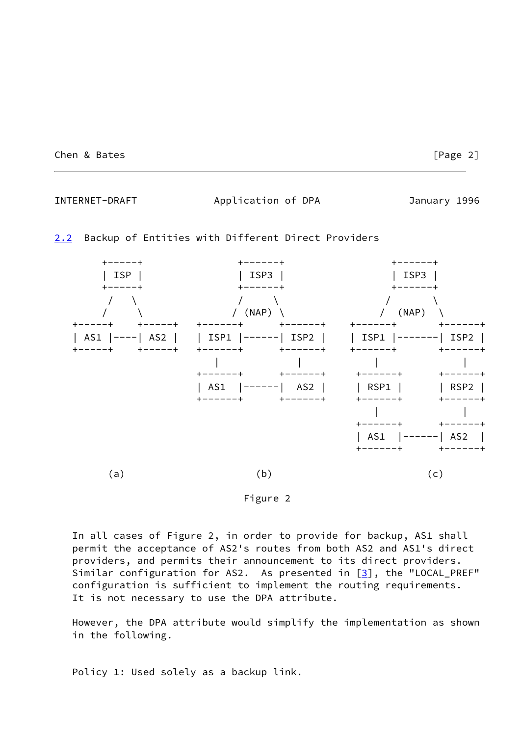## 2.2 Backup of Entities with Different Direct Providers

```
       +-----+             +-------+            +-------+
       | ISP |             | ISP3  |            | ISP3  |
       +-----+             +-------+            +-------+
        /   \               /     \              /       \
       /     \             / (NAP) \            /  (NAP)  \
   +-----+    +-----+  +-------+      +-------+  +-------+     +-------+
   | AS1 |----| AS2 |  | ISP1  |------| ISP2  |  | ISP1  |-------| ISP2 |
   +-----+    +-----+  +-------+      +-------+  +-------+     +-------+
                           |             |           |             |
                       +-------+      +-------+   +-------+     +-------+
                       | AS1   |------|  AS2  |   | RSP1  |     | RSP2  |
                       +-------+      +-------+   +-------+     +-------+
                                                      |             |
                                                  +-------+     +-------+
                                                  | AS1   |-----| AS2   |
                                                  +-------+     +-------+

         (a)                    (b)                          (c)
```

Figure 2

In all cases of Figure 2, in order to provide for backup, AS1 shall permit the acceptance of AS2's routes from both AS2 and AS1's direct providers, and permits their announcement to its direct providers. Similar configuration for AS2. As presented in [3], the "LOCAL_PREF" configuration is sufficient to implement the routing requirements. It is not necessary to use the DPA attribute.

However, the DPA attribute would simplify the implementation as shown in the following.

Policy 1: Used solely as a backup link.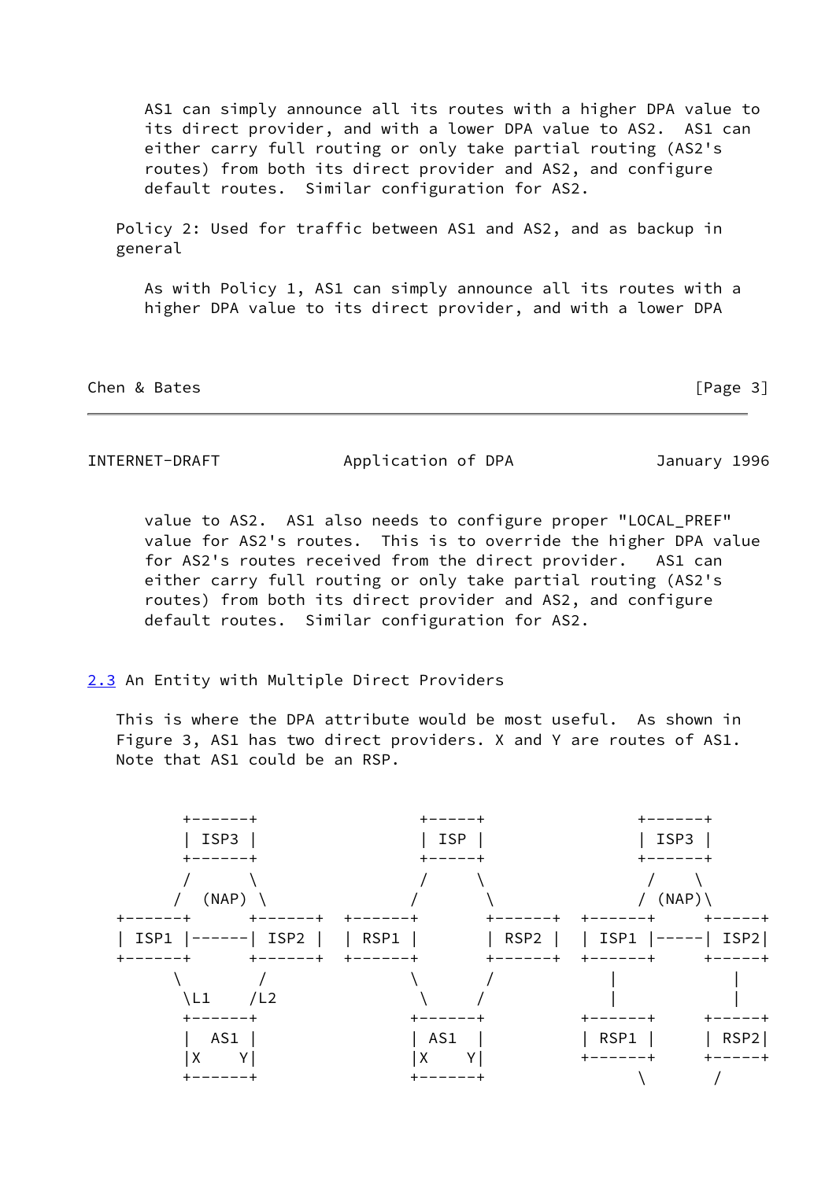AS1 can simply announce all its routes with a higher DPA value to its direct provider, and with a lower DPA value to AS2. AS1 can either carry full routing or only take partial routing (AS2's routes) from both its direct provider and AS2, and configure default routes. Similar configuration for AS2.

Policy 2: Used for traffic between AS1 and AS2, and as backup in general

As with Policy 1, AS1 can simply announce all its routes with a higher DPA value to its direct provider, and with a lower DPA value to AS2. AS1 also needs to configure proper "LOCAL_PREF" value for AS2's routes. This is to override the higher DPA value for AS2's routes received from the direct provider. AS1 can either carry full routing or only take partial routing (AS2's routes) from both its direct provider and AS2, and configure default routes. Similar configuration for AS2.

### 2.3 An Entity with Multiple Direct Providers

This is where the DPA attribute would be most useful. As shown in Figure 3, AS1 has two direct providers. X and Y are routes of AS1. Note that AS1 could be an RSP.

```
       +------+             +-----+           +------+
       | ISP3 |             | ISP |           | ISP3 |
       +------+             +-----+           +------+
       /      \             /     \            /    \
      /  (NAP) \           /       \          / (NAP)\
  +------+      +------+ +------+       +------+ +------+     +-----+
  | ISP1 |------| ISP2 | | RSP1 |       | RSP2 | | ISP1 |-----| ISP2|
  +------+      +------+ +------+       +------+ +------+     +-----+
      \         /           \          /            |           |
       \L1     /L2           \        /             |           |
       +------+             +------+             +------+     +-----+
       |  AS1 |             | AS1  |             | RSP1 |     | RSP2|
       |X    Y|             |X    Y|             +------+     +-----+
       +------+             +------+                 \       /
```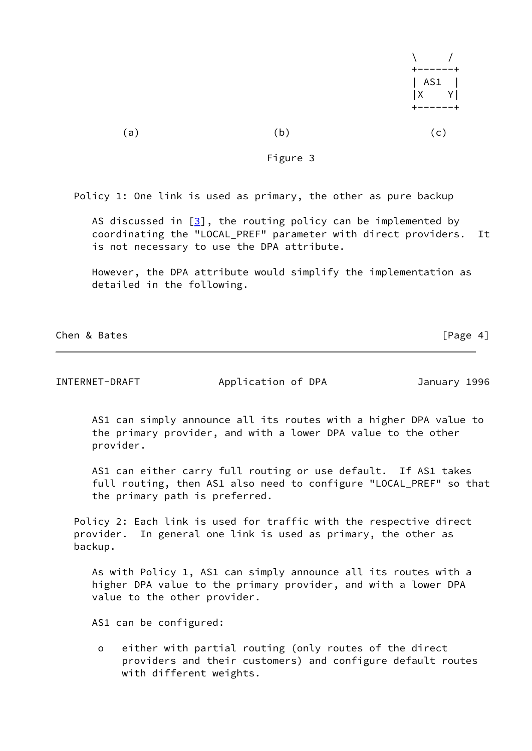```
                                                   \     /
                                                   +------+
                                                   | AS1  |
                                                   |X    Y|
                                                   +------+

       (a)                    (b)                    (c)

                               Figure 3
```

Policy 1: One link is used as primary, the other as pure backup

AS discussed in [3], the routing policy can be implemented by coordinating the "LOCAL_PREF" parameter with direct providers. It is not necessary to use the DPA attribute.

However, the DPA attribute would simplify the implementation as detailed in the following.

AS1 can simply announce all its routes with a higher DPA value to the primary provider, and with a lower DPA value to the other provider.

AS1 can either carry full routing or use default. If AS1 takes full routing, then AS1 also need to configure "LOCAL_PREF" so that the primary path is preferred.

Policy 2: Each link is used for traffic with the respective direct provider. In general one link is used as primary, the other as backup.

As with Policy 1, AS1 can simply announce all its routes with a higher DPA value to the primary provider, and with a lower DPA value to the other provider.

AS1 can be configured:

- o either with partial routing (only routes of the direct providers and their customers) and configure default routes with different weights.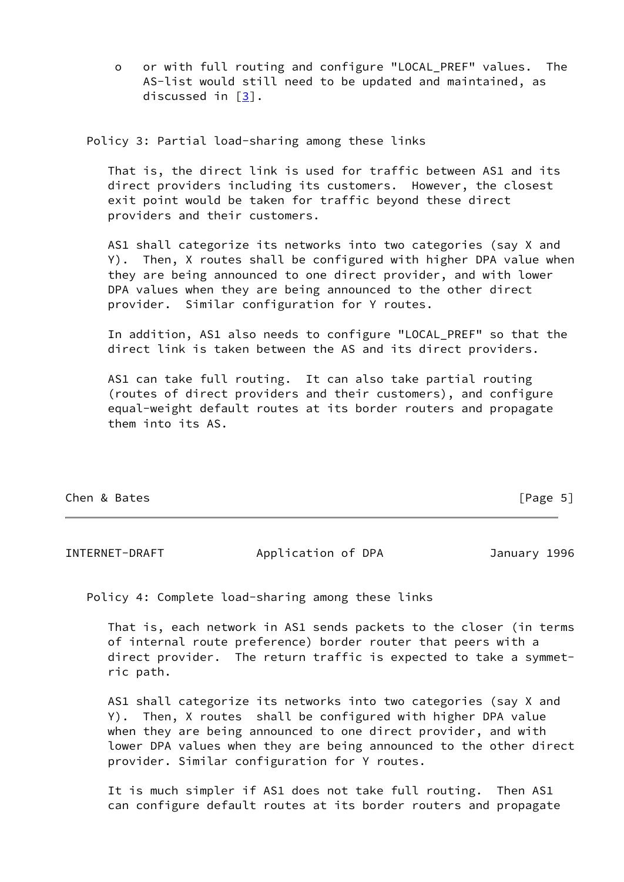- or with full routing and configure "LOCAL_PREF" values. The AS-list would still need to be updated and maintained, as discussed in [3].

Policy 3: Partial load-sharing among these links

That is, the direct link is used for traffic between AS1 and its direct providers including its customers. However, the closest exit point would be taken for traffic beyond these direct providers and their customers.

AS1 shall categorize its networks into two categories (say X and Y). Then, X routes shall be configured with higher DPA value when they are being announced to one direct provider, and with lower DPA values when they are being announced to the other direct provider. Similar configuration for Y routes.

In addition, AS1 also needs to configure "LOCAL_PREF" so that the direct link is taken between the AS and its direct providers.

AS1 can take full routing. It can also take partial routing (routes of direct providers and their customers), and configure equal-weight default routes at its border routers and propagate them into its AS.

Policy 4: Complete load-sharing among these links

That is, each network in AS1 sends packets to the closer (in terms of internal route preference) border router that peers with a direct provider. The return traffic is expected to take a symmetric path.

AS1 shall categorize its networks into two categories (say X and Y). Then, X routes shall be configured with higher DPA value when they are being announced to one direct provider, and with lower DPA values when they are being announced to the other direct provider. Similar configuration for Y routes.

It is much simpler if AS1 does not take full routing. Then AS1 can configure default routes at its border routers and propagate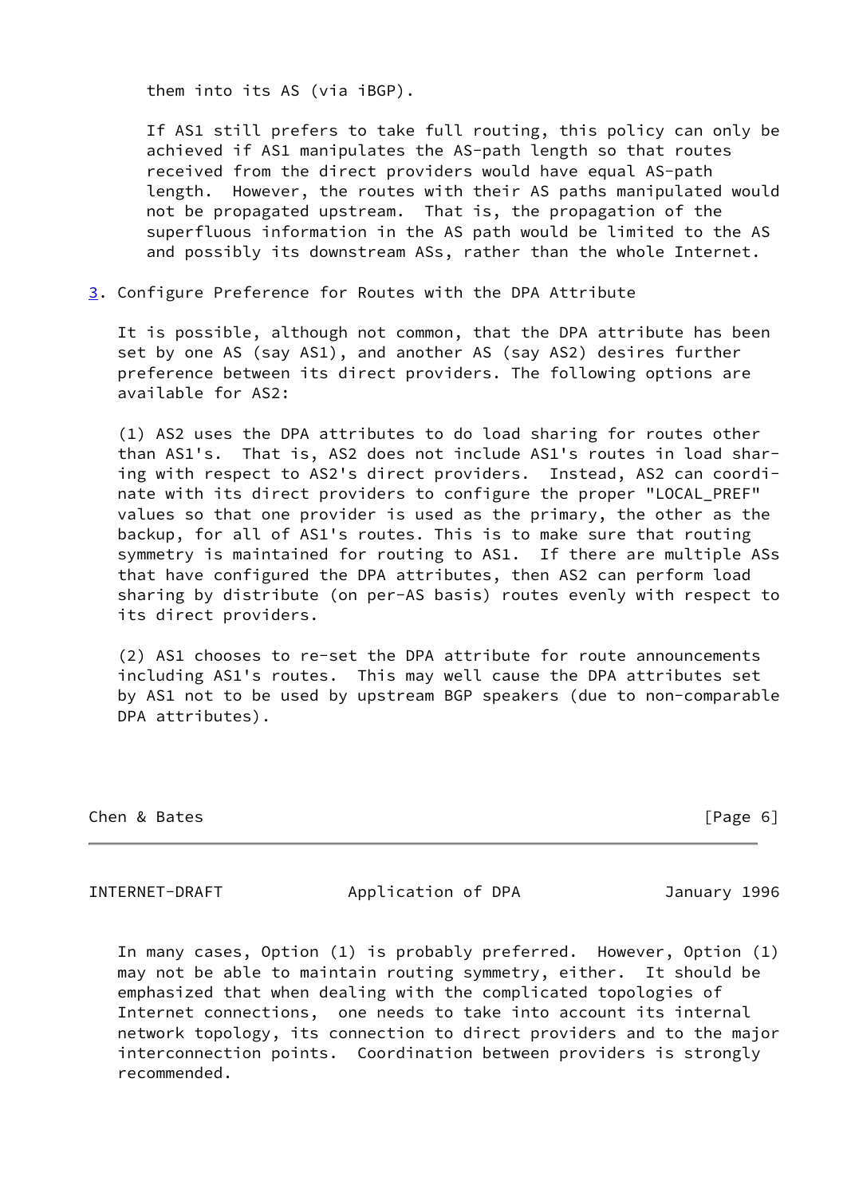them into its AS (via iBGP).

If AS1 still prefers to take full routing, this policy can only be achieved if AS1 manipulates the AS-path length so that routes received from the direct providers would have equal AS-path length. However, the routes with their AS paths manipulated would not be propagated upstream. That is, the propagation of the superfluous information in the AS path would be limited to the AS and possibly its downstream ASs, rather than the whole Internet.

## 3. Configure Preference for Routes with the DPA Attribute

It is possible, although not common, that the DPA attribute has been set by one AS (say AS1), and another AS (say AS2) desires further preference between its direct providers. The following options are available for AS2:

(1) AS2 uses the DPA attributes to do load sharing for routes other than AS1's. That is, AS2 does not include AS1's routes in load sharing with respect to AS2's direct providers. Instead, AS2 can coordinate with its direct providers to configure the proper "LOCAL_PREF" values so that one provider is used as the primary, the other as the backup, for all of AS1's routes. This is to make sure that routing symmetry is maintained for routing to AS1. If there are multiple ASs that have configured the DPA attributes, then AS2 can perform load sharing by distribute (on per-AS basis) routes evenly with respect to its direct providers.

(2) AS1 chooses to re-set the DPA attribute for route announcements including AS1's routes. This may well cause the DPA attributes set by AS1 not to be used by upstream BGP speakers (due to non-comparable DPA attributes).

In many cases, Option (1) is probably preferred. However, Option (1) may not be able to maintain routing symmetry, either. It should be emphasized that when dealing with the complicated topologies of Internet connections, one needs to take into account its internal network topology, its connection to direct providers and to the major interconnection points. Coordination between providers is strongly recommended.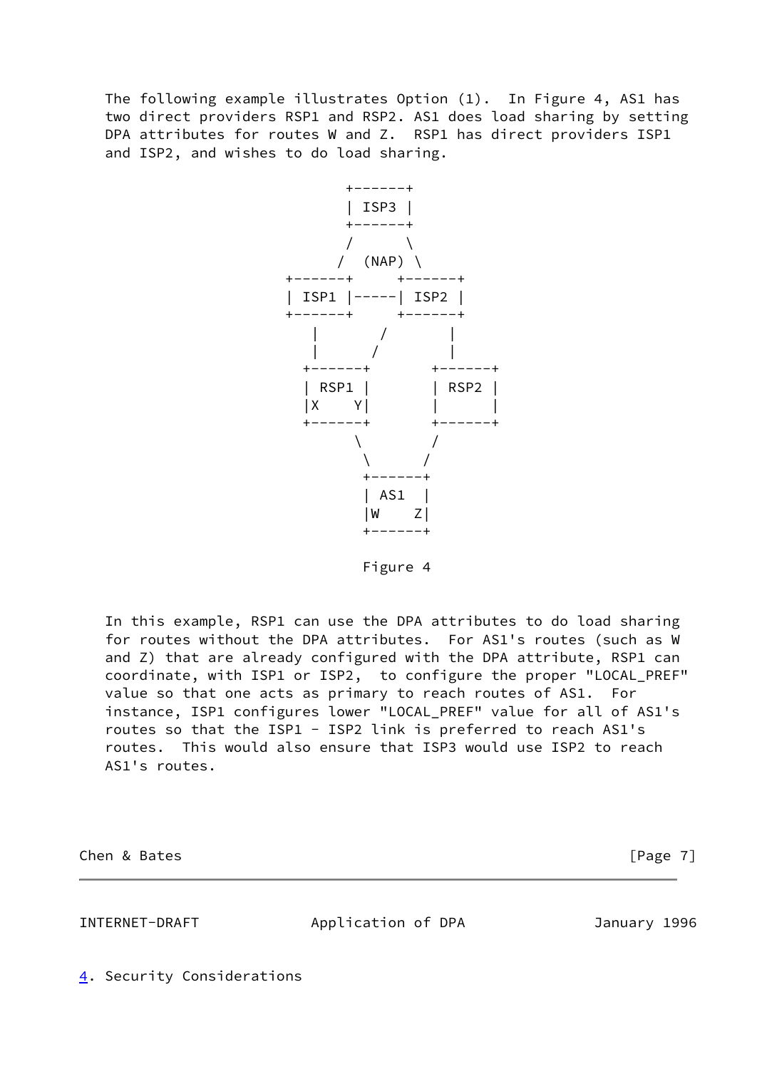The following example illustrates Option (1). In Figure 4, AS1 has two direct providers RSP1 and RSP2. AS1 does load sharing by setting DPA attributes for routes W and Z. RSP1 has direct providers ISP1 and ISP2, and wishes to do load sharing.

```
                 +------+
                 | ISP3 |
                 +------+
                 /      \
                /  (NAP) \
          +------+     +------+
          | ISP1 |-----| ISP2 |
          +------+     +------+
             |       /       |
             |      /        |
           +------+        +------+
           | RSP1 |        | RSP2 |
           |X    Y|        |      |
           +------+        +------+
                 \        /
                  \      /
                  +------+
                  | AS1  |
                  |W    Z|
                  +------+
```

Figure 4

In this example, RSP1 can use the DPA attributes to do load sharing for routes without the DPA attributes. For AS1's routes (such as W and Z) that are already configured with the DPA attribute, RSP1 can coordinate, with ISP1 or ISP2, to configure the proper "LOCAL_PREF" value so that one acts as primary to reach routes of AS1. For instance, ISP1 configures lower "LOCAL_PREF" value for all of AS1's routes so that the ISP1 - ISP2 link is preferred to reach AS1's routes. This would also ensure that ISP3 would use ISP2 to reach AS1's routes.

## 4. Security Considerations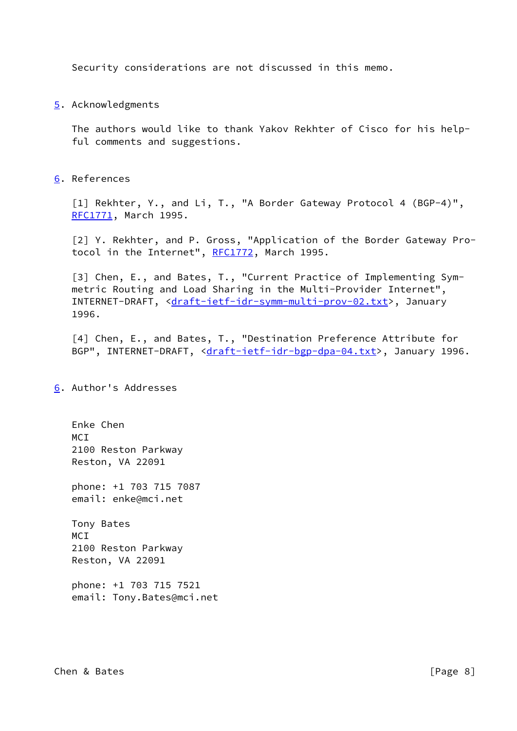Security considerations are not discussed in this memo.

## 5. Acknowledgments

The authors would like to thank Yakov Rekhter of Cisco for his helpful comments and suggestions.

## 6. References

[1] Rekhter, Y., and Li, T., "A Border Gateway Protocol 4 (BGP-4)", RFC1771, March 1995.

[2] Y. Rekhter, and P. Gross, "Application of the Border Gateway Protocol in the Internet", RFC1772, March 1995.

[3] Chen, E., and Bates, T., "Current Practice of Implementing Symmetric Routing and Load Sharing in the Multi-Provider Internet", INTERNET-DRAFT, <draft-ietf-idr-symm-multi-prov-02.txt>, January 1996.

[4] Chen, E., and Bates, T., "Destination Preference Attribute for BGP", INTERNET-DRAFT, <draft-ietf-idr-bgp-dpa-04.txt>, January 1996.

## 6. Author's Addresses

Enke Chen
MCI
2100 Reston Parkway
Reston, VA 22091

phone: +1 703 715 7087
email: enke@mci.net

Tony Bates
MCI
2100 Reston Parkway
Reston, VA 22091

phone: +1 703 715 7521
email: Tony.Bates@mci.net